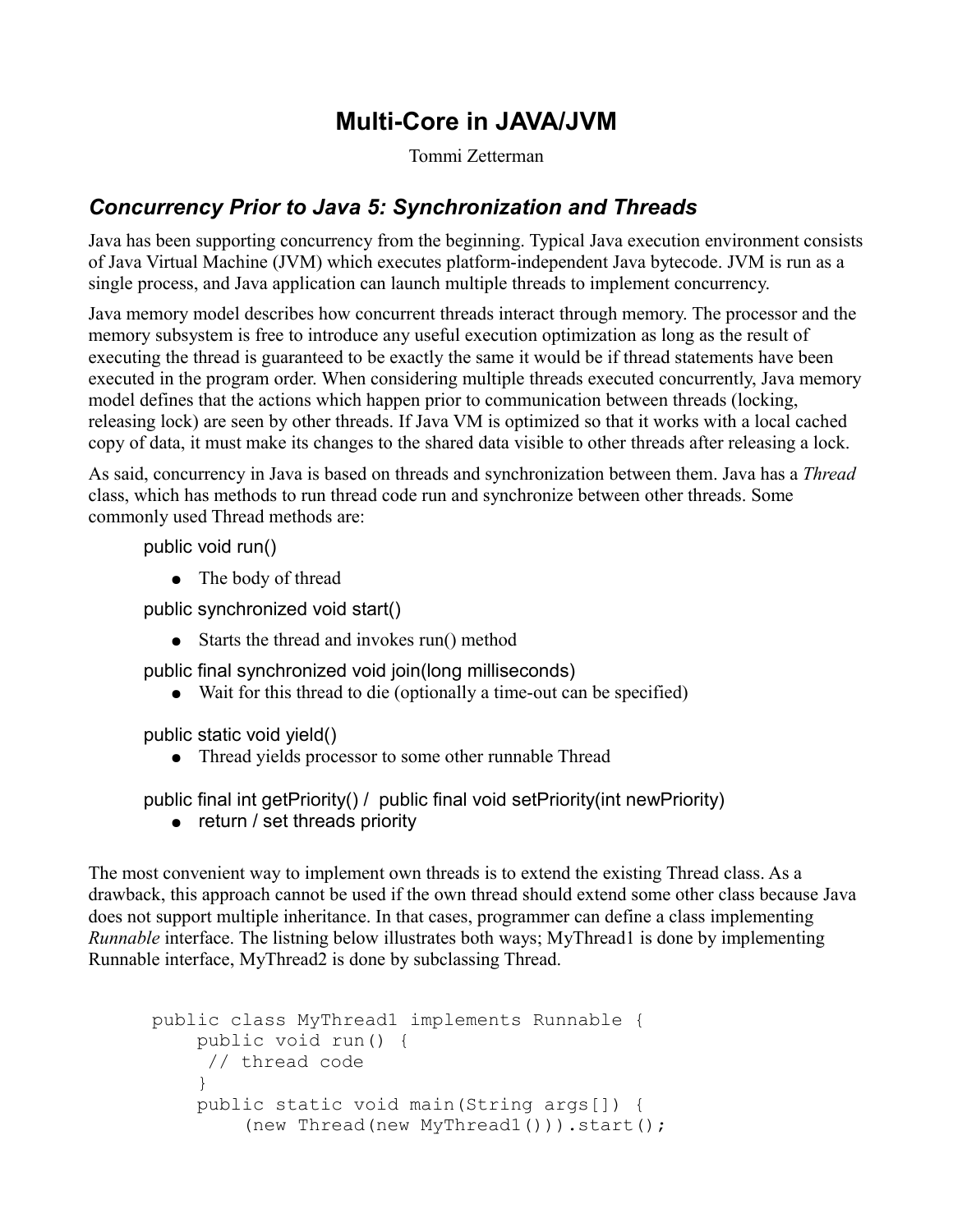# Multi-Core in JAVA/JVM

Tommi Zetterman

## *Concurrency Prior to Java 5: Synchronization and Threads*

Java has been supporting concurrency from the beginning. Typical Java execution environment consists of Java Virtual Machine (JVM) which executes platform-independent Java bytecode. JVM is run as a single process, and Java application can launch multiple threads to implement concurrency.

Java memory model describes how concurrent threads interact through memory. The processor and the memory subsystem is free to introduce any useful execution optimization as long as the result of executing the thread is guaranteed to be exactly the same it would be if thread statements have been executed in the program order. When considering multiple threads executed concurrently, Java memory model defines that the actions which happen prior to communication between threads (locking, releasing lock) are seen by other threads. If Java VM is optimized so that it works with a local cached copy of data, it must make its changes to the shared data visible to other threads after releasing a lock.

As said, concurrency in Java is based on threads and synchronization between them. Java has a *Thread* class, which has methods to run thread code run and synchronize between other threads. Some commonly used Thread methods are:

public void run()

- The body of thread

public synchronized void start()

- Starts the thread and invokes run() method

public final synchronized void join(long milliseconds)

- Wait for this thread to die (optionally a time-out can be specified)

public static void yield()

- Thread yields processor to some other runnable Thread

public final int getPriority() / public final void setPriority(int newPriority)

- return / set threads priority

The most convenient way to implement own threads is to extend the existing Thread class. As a drawback, this approach cannot be used if the own thread should extend some other class because Java does not support multiple inheritance. In that cases, programmer can define a class implementing *Runnable* interface. The listning below illustrates both ways; MyThread1 is done by implementing Runnable interface, MyThread2 is done by subclassing Thread.

```
public class MyThread1 implements Runnable {
    public void run() {
     // thread code
    }
    public static void main(String args[]) {
        (new Thread(new MyThread1())).start();
```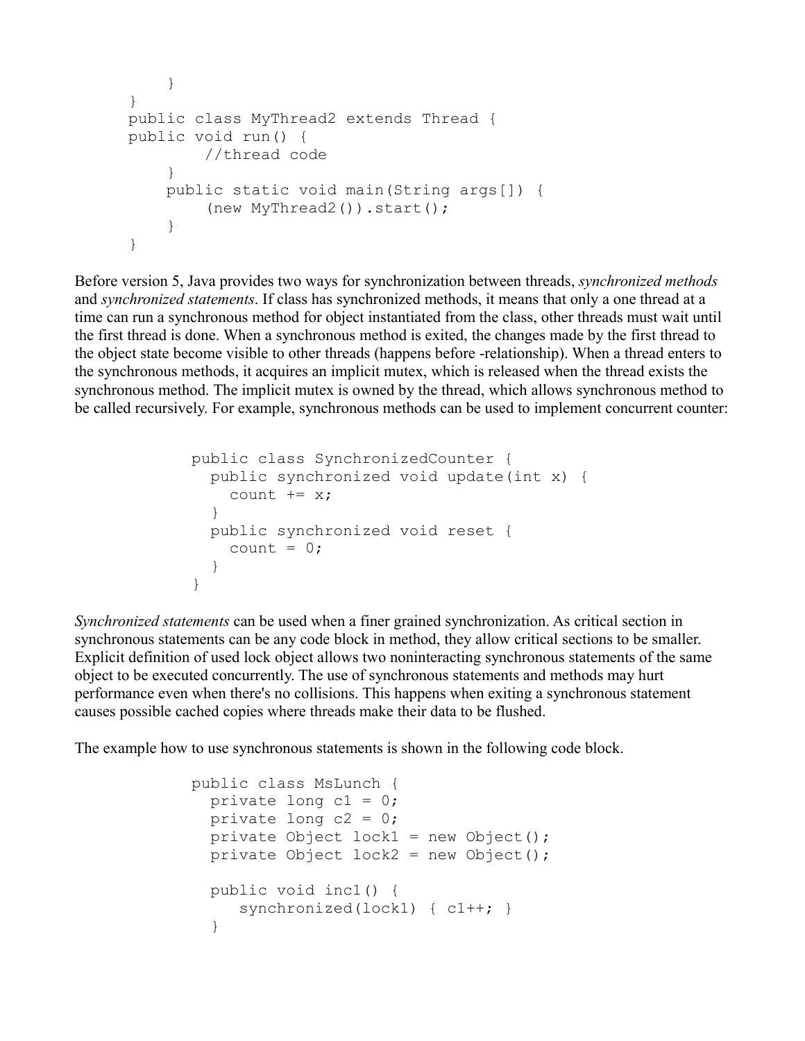```
    }
}
public class MyThread2 extends Thread {
public void run() {
        //thread code
    }
    public static void main(String args[]) {
        (new MyThread2()).start();
    }
}
```

Before version 5, Java provides two ways for synchronization between threads, *synchronized methods* and *synchronized statements*. If class has synchronized methods, it means that only a one thread at a time can run a synchronous method for object instantiated from the class, other threads must wait until the first thread is done. When a synchronous method is exited, the changes made by the first thread to the object state become visible to other threads (happens before -relationship). When a thread enters to the synchronous methods, it acquires an implicit mutex, which is released when the thread exists the synchronous method. The implicit mutex is owned by the thread, which allows synchronous method to be called recursively. For example, synchronous methods can be used to implement concurrent counter:

```
public class SynchronizedCounter {
  public synchronized void update(int x) {
    count += x;
  }
  public synchronized void reset {
    count = 0;
  }
}
```

*Synchronized statements* can be used when a finer grained synchronization. As critical section in synchronous statements can be any code block in method, they allow critical sections to be smaller. Explicit definition of used lock object allows two noninteracting synchronous statements of the same object to be executed concurrently. The use of synchronous statements and methods may hurt performance even when there's no collisions. This happens when exiting a synchronous statement causes possible cached copies where threads make their data to be flushed.

The example how to use synchronous statements is shown in the following code block.

```
public class MsLunch {
  private long c1 = 0;
  private long c2 = 0;
  private Object lock1 = new Object();
  private Object lock2 = new Object();

  public void inc1() {
     synchronized(lock1) { c1++; }
  }
```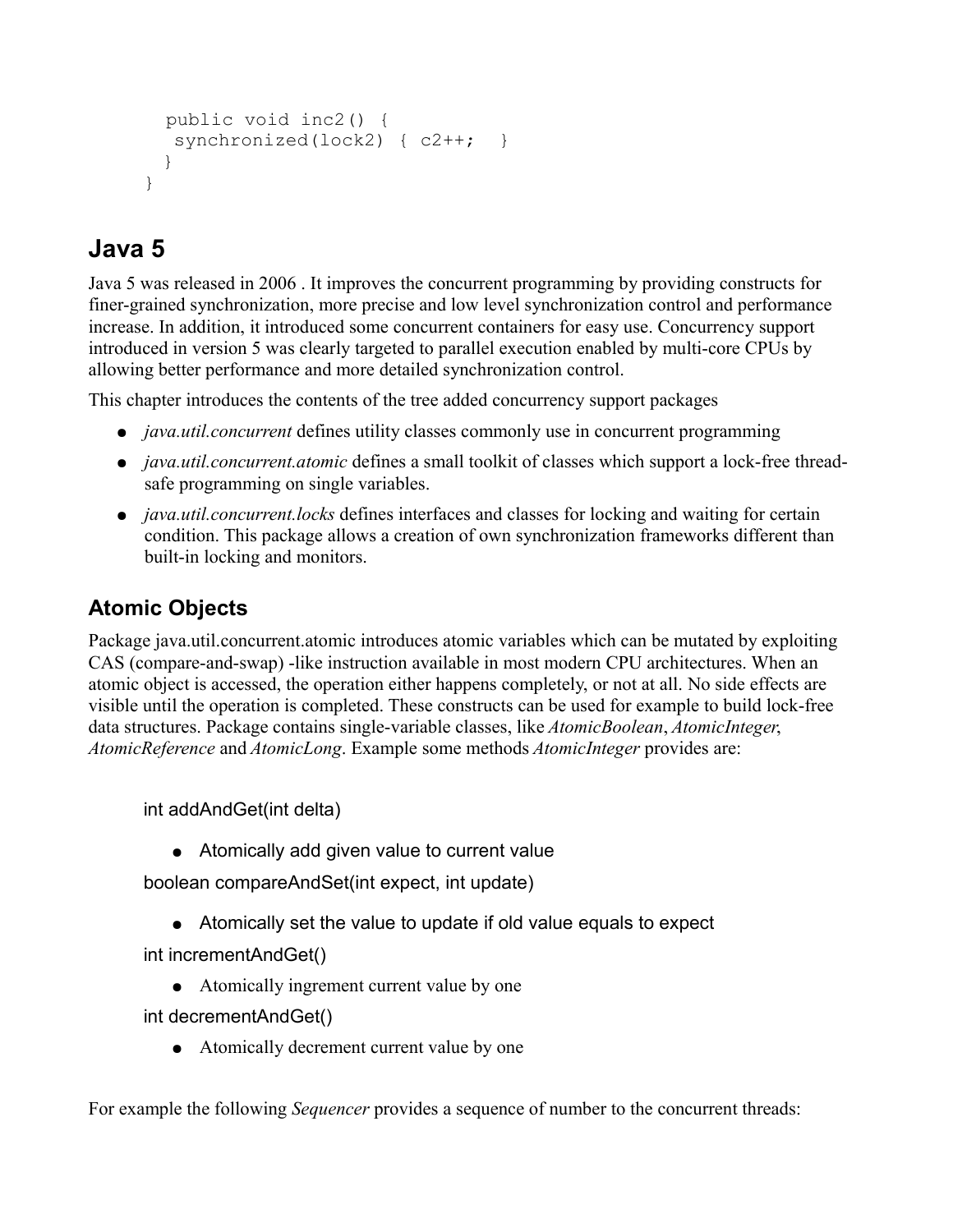```
  public void inc2() {
   synchronized(lock2) { c2++;  }
  }
}
```

## Java 5

Java 5 was released in 2006 . It improves the concurrent programming by providing constructs for finer-grained synchronization, more precise and low level synchronization control and performance increase. In addition, it introduced some concurrent containers for easy use. Concurrency support introduced in version 5 was clearly targeted to parallel execution enabled by multi-core CPUs by allowing better performance and more detailed synchronization control.

This chapter introduces the contents of the tree added concurrency support packages

- *java.util.concurrent* defines utility classes commonly use in concurrent programming
- *java.util.concurrent.atomic* defines a small toolkit of classes which support a lock-free thread-safe programming on single variables.
- *java.util.concurrent.locks* defines interfaces and classes for locking and waiting for certain condition. This package allows a creation of own synchronization frameworks different than built-in locking and monitors.

### Atomic Objects

Package java.util.concurrent.atomic introduces atomic variables which can be mutated by exploiting CAS (compare-and-swap) -like instruction available in most modern CPU architectures. When an atomic object is accessed, the operation either happens completely, or not at all. No side effects are visible until the operation is completed. These constructs can be used for example to build lock-free data structures. Package contains single-variable classes, like *AtomicBoolean*, *AtomicInteger*, *AtomicReference* and *AtomicLong*. Example some methods *AtomicInteger* provides are:

int addAndGet(int delta)

- Atomically add given value to current value

boolean compareAndSet(int expect, int update)

- Atomically set the value to update if old value equals to expect

int incrementAndGet()

- Atomically ingrement current value by one

int decrementAndGet()

- Atomically decrement current value by one

For example the following *Sequencer* provides a sequence of number to the concurrent threads: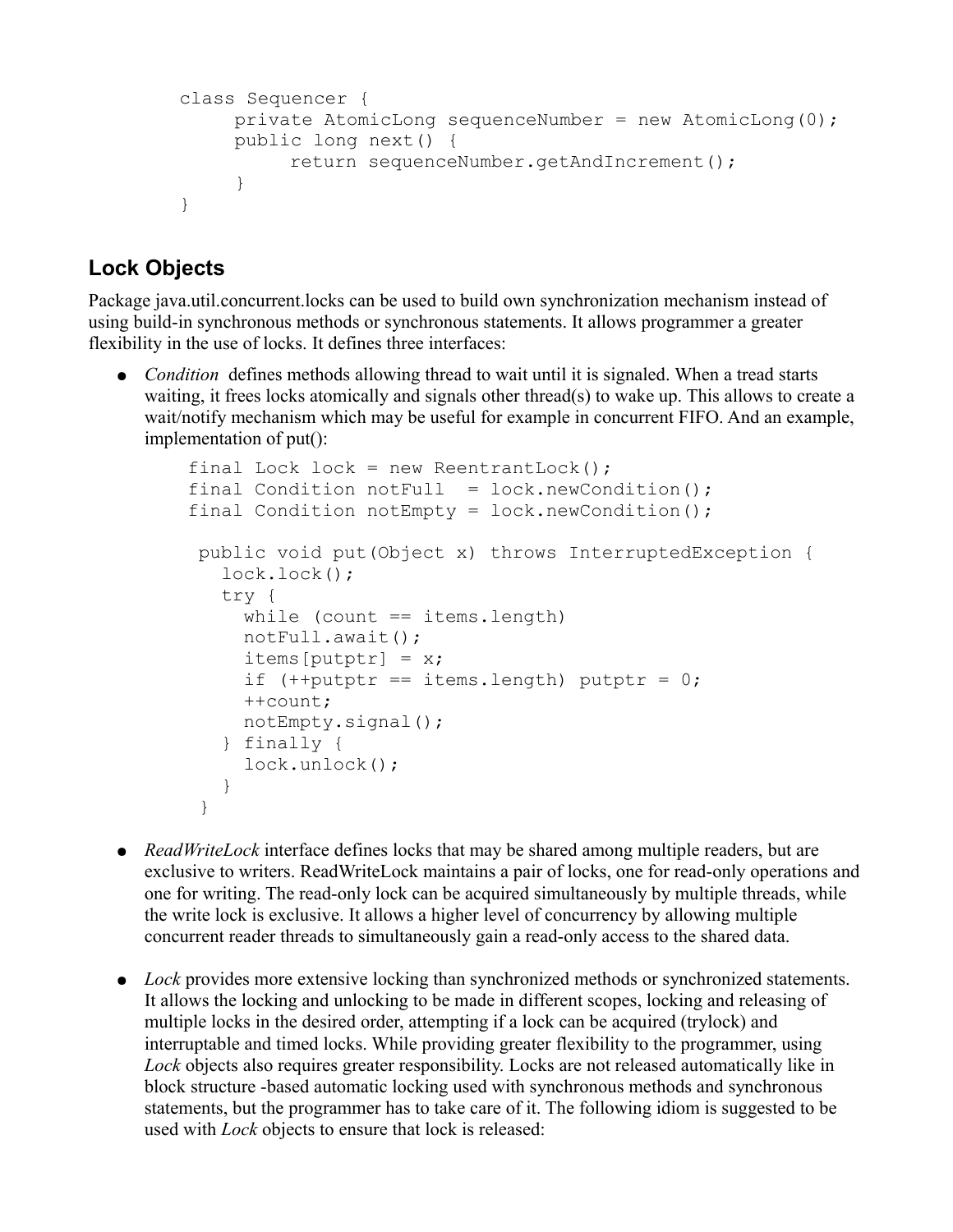```
class Sequencer {
     private AtomicLong sequenceNumber = new AtomicLong(0);
     public long next() {
          return sequenceNumber.getAndIncrement();
     }
}
```

## Lock Objects

Package java.util.concurrent.locks can be used to build own synchronization mechanism instead of using build-in synchronous methods or synchronous statements. It allows programmer a greater flexibility in the use of locks. It defines three interfaces:

- *Condition* defines methods allowing thread to wait until it is signaled. When a tread starts waiting, it frees locks atomically and signals other thread(s) to wake up. This allows to create a wait/notify mechanism which may be useful for example in concurrent FIFO. And an example, implementation of put():

```
final Lock lock = new ReentrantLock();
final Condition notFull  = lock.newCondition();
final Condition notEmpty = lock.newCondition();

 public void put(Object x) throws InterruptedException {
   lock.lock();
   try {
     while (count == items.length)
     notFull.await();
     items[putptr] = x;
     if (++putptr == items.length) putptr = 0;
     ++count;
     notEmpty.signal();
   } finally {
     lock.unlock();
   }
 }
```

- *ReadWriteLock* interface defines locks that may be shared among multiple readers, but are exclusive to writers. ReadWriteLock maintains a pair of locks, one for read-only operations and one for writing. The read-only lock can be acquired simultaneously by multiple threads, while the write lock is exclusive. It allows a higher level of concurrency by allowing multiple concurrent reader threads to simultaneously gain a read-only access to the shared data.

- *Lock* provides more extensive locking than synchronized methods or synchronized statements. It allows the locking and unlocking to be made in different scopes, locking and releasing of multiple locks in the desired order, attempting if a lock can be acquired (trylock) and interruptable and timed locks. While providing greater flexibility to the programmer, using *Lock* objects also requires greater responsibility. Locks are not released automatically like in block structure -based automatic locking used with synchronous methods and synchronous statements, but the programmer has to take care of it. The following idiom is suggested to be used with *Lock* objects to ensure that lock is released: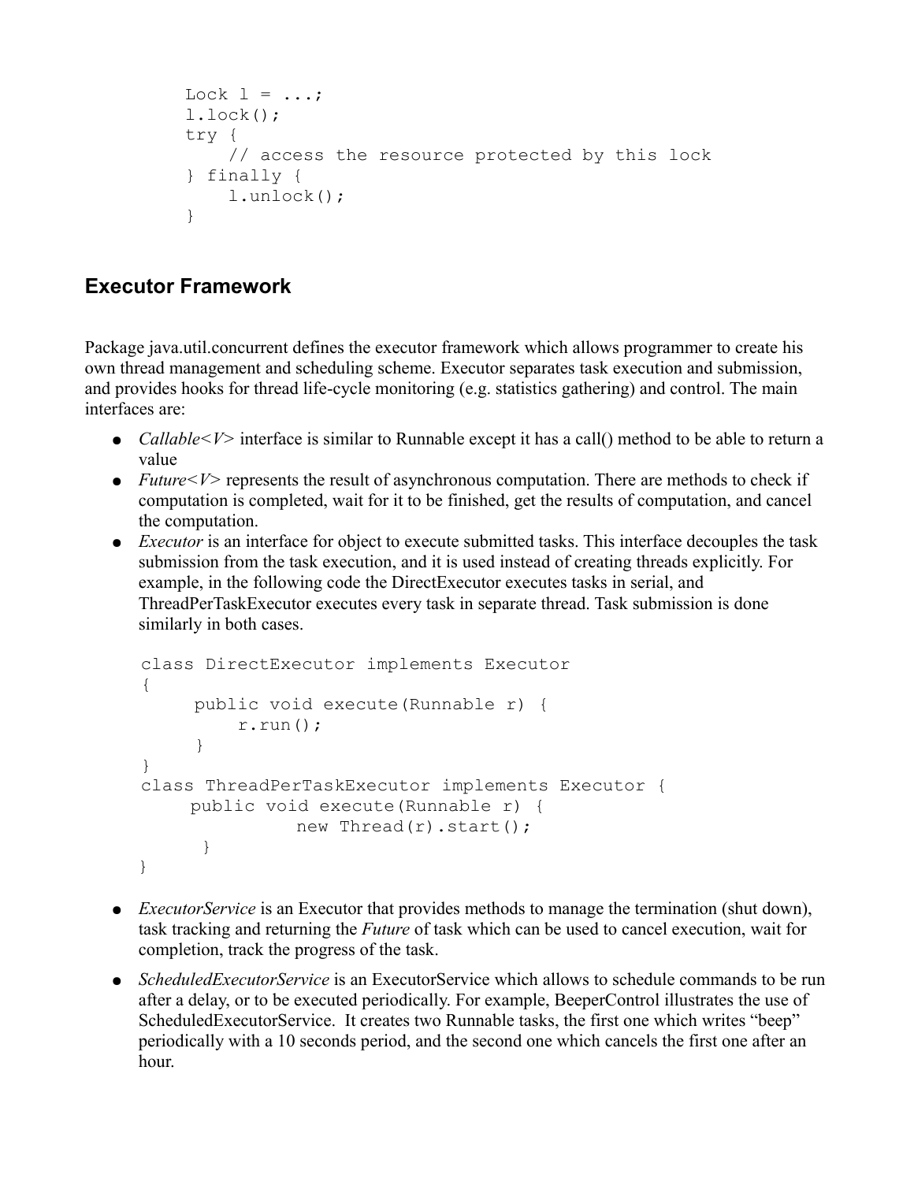```
Lock l = ...;
l.lock();
try {
    // access the resource protected by this lock
} finally {
    l.unlock();
}
```

## Executor Framework

Package java.util.concurrent defines the executor framework which allows programmer to create his own thread management and scheduling scheme. Executor separates task execution and submission, and provides hooks for thread life-cycle monitoring (e.g. statistics gathering) and control. The main interfaces are:

- *Callable<V>* interface is similar to Runnable except it has a call() method to be able to return a value
- *Future<V>* represents the result of asynchronous computation. There are methods to check if computation is completed, wait for it to be finished, get the results of computation, and cancel the computation.
- *Executor* is an interface for object to execute submitted tasks. This interface decouples the task submission from the task execution, and it is used instead of creating threads explicitly. For example, in the following code the DirectExecutor executes tasks in serial, and ThreadPerTaskExecutor executes every task in separate thread. Task submission is done similarly in both cases.

```
class DirectExecutor implements Executor
{
     public void execute(Runnable r) {
         r.run();
     }
}
class ThreadPerTaskExecutor implements Executor {
     public void execute(Runnable r) {
               new Thread(r).start();
      }
}
```

- *ExecutorService* is an Executor that provides methods to manage the termination (shut down), task tracking and returning the *Future* of task which can be used to cancel execution, wait for completion, track the progress of the task.
- *ScheduledExecutorService* is an ExecutorService which allows to schedule commands to be run after a delay, or to be executed periodically. For example, BeeperControl illustrates the use of ScheduledExecutorService. It creates two Runnable tasks, the first one which writes “beep” periodically with a 10 seconds period, and the second one which cancels the first one after an hour.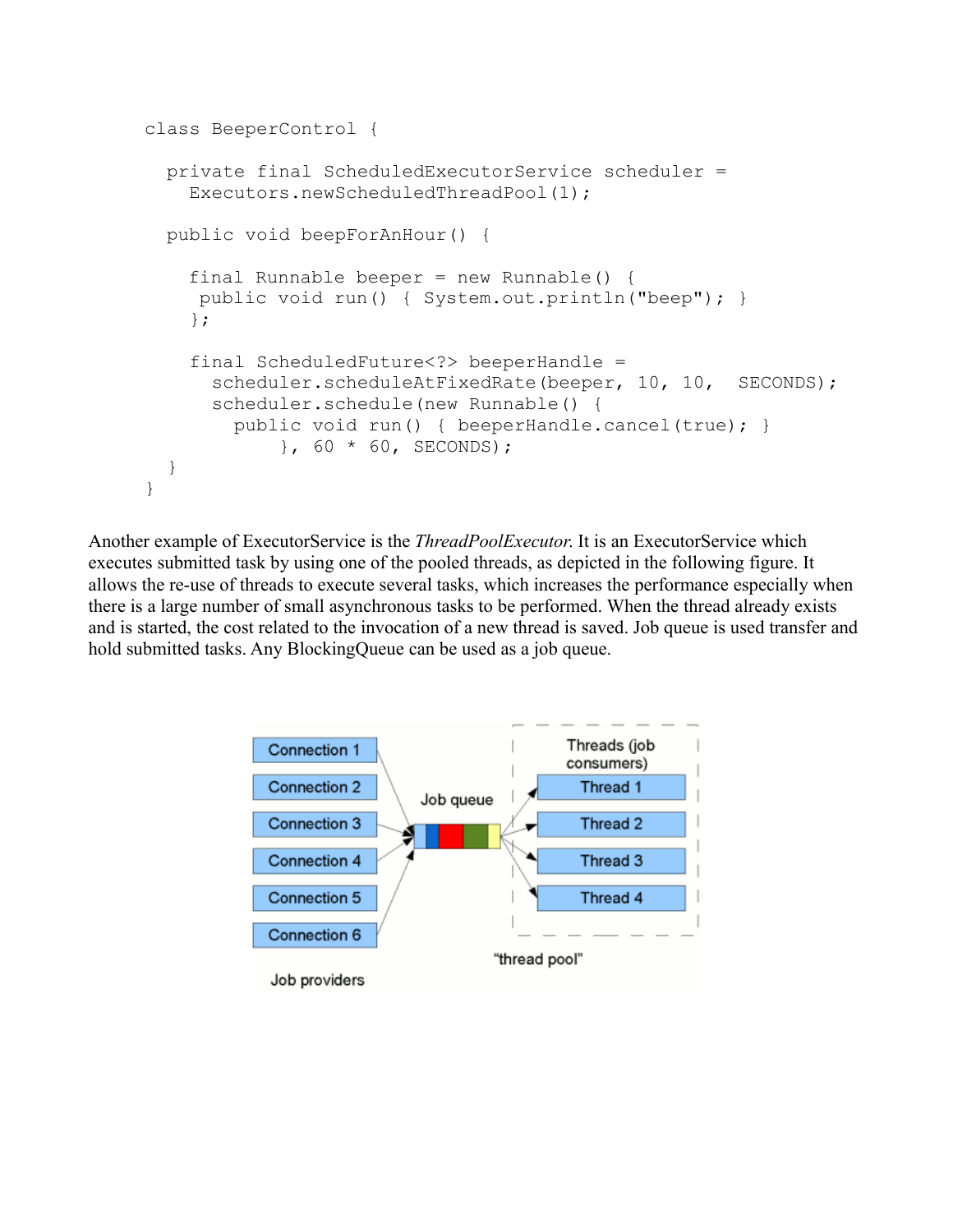```
class BeeperControl {

  private final ScheduledExecutorService scheduler =
    Executors.newScheduledThreadPool(1);

  public void beepForAnHour() {

    final Runnable beeper = new Runnable() {
     public void run() { System.out.println("beep"); }
    };

    final ScheduledFuture<?> beeperHandle =
      scheduler.scheduleAtFixedRate(beeper, 10, 10,  SECONDS);
      scheduler.schedule(new Runnable() {
        public void run() { beeperHandle.cancel(true); }
            }, 60 * 60, SECONDS);
  }
}
```

Another example of ExecutorService is the *ThreadPoolExecutor*. It is an ExecutorService which executes submitted task by using one of the pooled threads, as depicted in the following figure. It allows the re-use of threads to execute several tasks, which increases the performance especially when there is a large number of small asynchronous tasks to be performed. When the thread already exists and is started, the cost related to the invocation of a new thread is saved. Job queue is used transfer and hold submitted tasks. Any BlockingQueue can be used as a job queue.

Connection 1
Connection 2
Connection 3
Connection 4
Connection 5
Connection 6
Job providers
Job queue
Threads (job consumers)
Thread 1
Thread 2
Thread 3
Thread 4
"thread pool"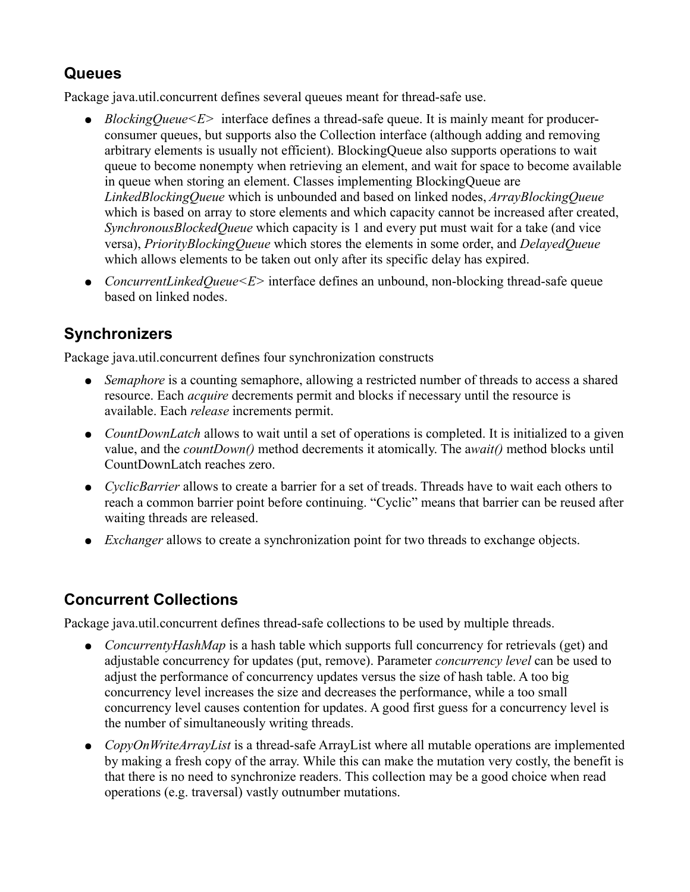## Queues

Package java.util.concurrent defines several queues meant for thread-safe use.

- *BlockingQueue<E>* interface defines a thread-safe queue. It is mainly meant for producer-consumer queues, but supports also the Collection interface (although adding and removing arbitrary elements is usually not efficient). BlockingQueue also supports operations to wait queue to become nonempty when retrieving an element, and wait for space to become available in queue when storing an element. Classes implementing BlockingQueue are *LinkedBlockingQueue* which is unbounded and based on linked nodes, *ArrayBlockingQueue* which is based on array to store elements and which capacity cannot be increased after created, *SynchronousBlockedQueue* which capacity is 1 and every put must wait for a take (and vice versa), *PriorityBlockingQueue* which stores the elements in some order, and *DelayedQueue* which allows elements to be taken out only after its specific delay has expired.
- *ConcurrentLinkedQueue<E>* interface defines an unbound, non-blocking thread-safe queue based on linked nodes.

## Synchronizers

Package java.util.concurrent defines four synchronization constructs

- *Semaphore* is a counting semaphore, allowing a restricted number of threads to access a shared resource. Each *acquire* decrements permit and blocks if necessary until the resource is available. Each *release* increments permit.
- *CountDownLatch* allows to wait until a set of operations is completed. It is initialized to a given value, and the *countDown()* method decrements it atomically. The a*wait()* method blocks until CountDownLatch reaches zero.
- *CyclicBarrier* allows to create a barrier for a set of treads. Threads have to wait each others to reach a common barrier point before continuing. "Cyclic" means that barrier can be reused after waiting threads are released.
- *Exchanger* allows to create a synchronization point for two threads to exchange objects.

## Concurrent Collections

Package java.util.concurrent defines thread-safe collections to be used by multiple threads.

- *ConcurrentyHashMap* is a hash table which supports full concurrency for retrievals (get) and adjustable concurrency for updates (put, remove). Parameter *concurrency level* can be used to adjust the performance of concurrency updates versus the size of hash table. A too big concurrency level increases the size and decreases the performance, while a too small concurrency level causes contention for updates. A good first guess for a concurrency level is the number of simultaneously writing threads.
- *CopyOnWriteArrayList* is a thread-safe ArrayList where all mutable operations are implemented by making a fresh copy of the array. While this can make the mutation very costly, the benefit is that there is no need to synchronize readers. This collection may be a good choice when read operations (e.g. traversal) vastly outnumber mutations.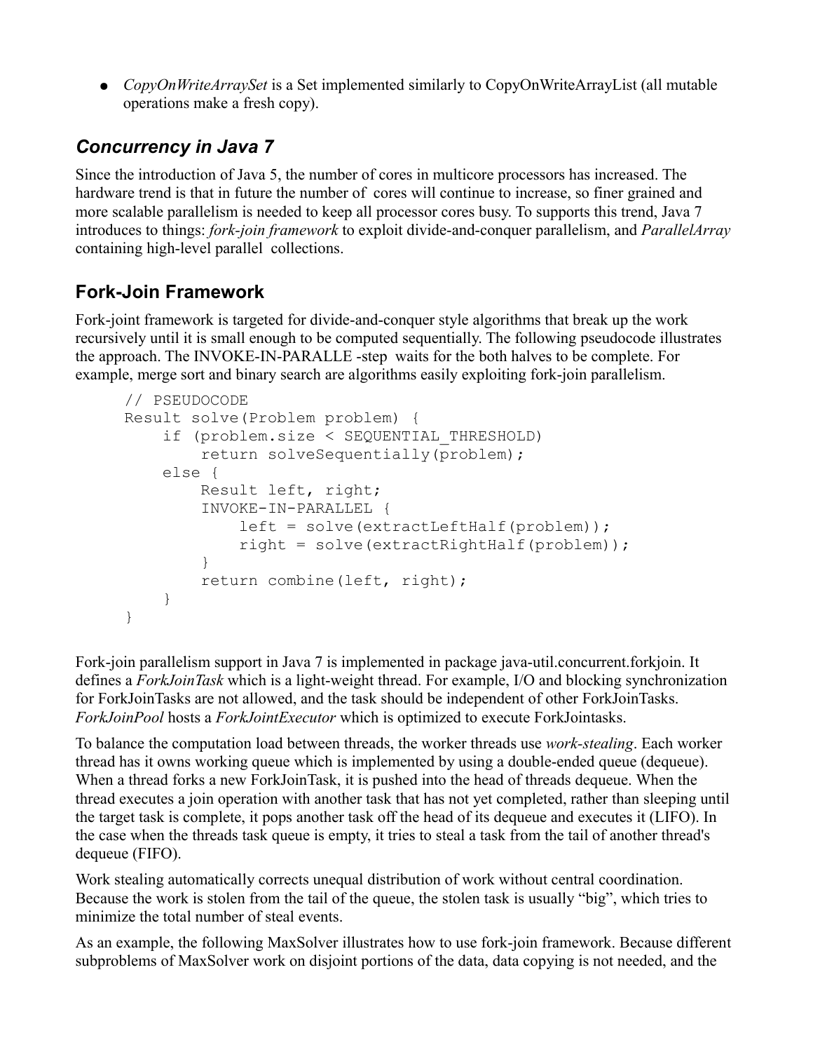- *CopyOnWriteArraySet* is a Set implemented similarly to CopyOnWriteArrayList (all mutable operations make a fresh copy).

## *Concurrency in Java 7*

Since the introduction of Java 5, the number of cores in multicore processors has increased. The hardware trend is that in future the number of cores will continue to increase, so finer grained and more scalable parallelism is needed to keep all processor cores busy. To supports this trend, Java 7 introduces to things: *fork-join framework* to exploit divide-and-conquer parallelism, and *ParallelArray* containing high-level parallel collections.

## Fork-Join Framework

Fork-joint framework is targeted for divide-and-conquer style algorithms that break up the work recursively until it is small enough to be computed sequentially. The following pseudocode illustrates the approach. The INVOKE-IN-PARALLE -step waits for the both halves to be complete. For example, merge sort and binary search are algorithms easily exploiting fork-join parallelism.

```
// PSEUDOCODE
Result solve(Problem problem) {
    if (problem.size < SEQUENTIAL_THRESHOLD)
        return solveSequentially(problem);
    else {
        Result left, right;
        INVOKE-IN-PARALLEL {
            left = solve(extractLeftHalf(problem));
            right = solve(extractRightHalf(problem));
        }
        return combine(left, right);
    }
}
```

Fork-join parallelism support in Java 7 is implemented in package java-util.concurrent.forkjoin. It defines a *ForkJoinTask* which is a light-weight thread. For example, I/O and blocking synchronization for ForkJoinTasks are not allowed, and the task should be independent of other ForkJoinTasks. *ForkJoinPool* hosts a *ForkJointExecutor* which is optimized to execute ForkJointasks.

To balance the computation load between threads, the worker threads use *work-stealing*. Each worker thread has it owns working queue which is implemented by using a double-ended queue (dequeue). When a thread forks a new ForkJoinTask, it is pushed into the head of threads dequeue. When the thread executes a join operation with another task that has not yet completed, rather than sleeping until the target task is complete, it pops another task off the head of its dequeue and executes it (LIFO). In the case when the threads task queue is empty, it tries to steal a task from the tail of another thread's dequeue (FIFO).

Work stealing automatically corrects unequal distribution of work without central coordination. Because the work is stolen from the tail of the queue, the stolen task is usually “big”, which tries to minimize the total number of steal events.

As an example, the following MaxSolver illustrates how to use fork-join framework. Because different subproblems of MaxSolver work on disjoint portions of the data, data copying is not needed, and the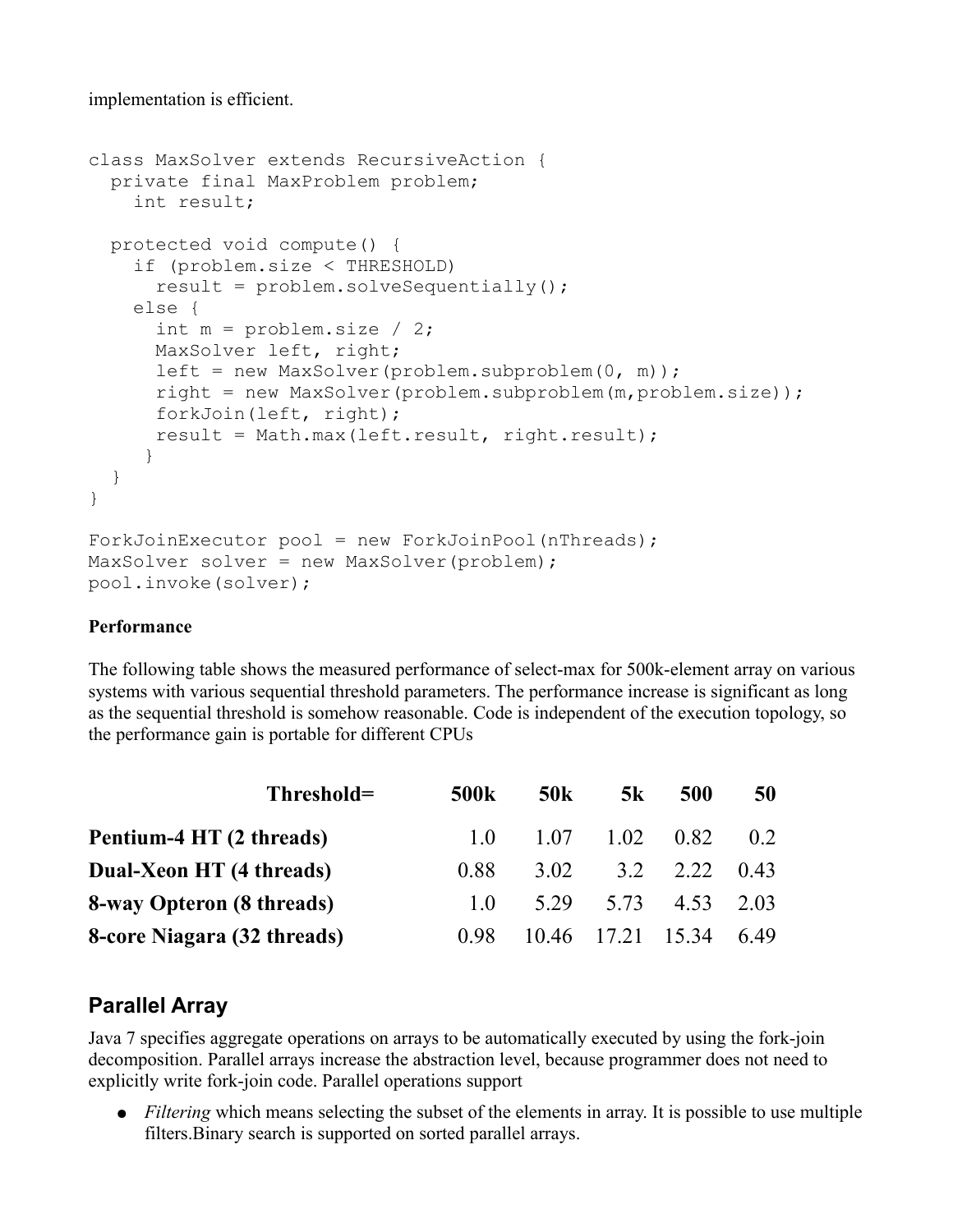implementation is efficient.

```
class MaxSolver extends RecursiveAction {
  private final MaxProblem problem;
    int result;

  protected void compute() {
    if (problem.size < THRESHOLD)
      result = problem.solveSequentially();
    else {
      int m = problem.size / 2;
      MaxSolver left, right;
      left = new MaxSolver(problem.subproblem(0, m));
      right = new MaxSolver(problem.subproblem(m,problem.size));
      forkJoin(left, right);
      result = Math.max(left.result, right.result);
     }
  }
}

ForkJoinExecutor pool = new ForkJoinPool(nThreads);
MaxSolver solver = new MaxSolver(problem);
pool.invoke(solver);
```

**Performance**

The following table shows the measured performance of select-max for 500k-element array on various systems with various sequential threshold parameters. The performance increase is significant as long as the sequential threshold is somehow reasonable. Code is independent of the execution topology, so the performance gain is portable for different CPUs

| Threshold= | 500k | 50k | 5k | 500 | 50 |
|---|---|---|---|---|---|
| **Pentium-4 HT (2 threads)** | 1.0 | 1.07 | 1.02 | 0.82 | 0.2 |
| **Dual-Xeon HT (4 threads)** | 0.88 | 3.02 | 3.2 | 2.22 | 0.43 |
| **8-way Opteron (8 threads)** | 1.0 | 5.29 | 5.73 | 4.53 | 2.03 |
| **8-core Niagara (32 threads)** | 0.98 | 10.46 | 17.21 | 15.34 | 6.49 |

## Parallel Array

Java 7 specifies aggregate operations on arrays to be automatically executed by using the fork-join decomposition. Parallel arrays increase the abstraction level, because programmer does not need to explicitly write fork-join code. Parallel operations support

- *Filtering* which means selecting the subset of the elements in array. It is possible to use multiple filters.Binary search is supported on sorted parallel arrays.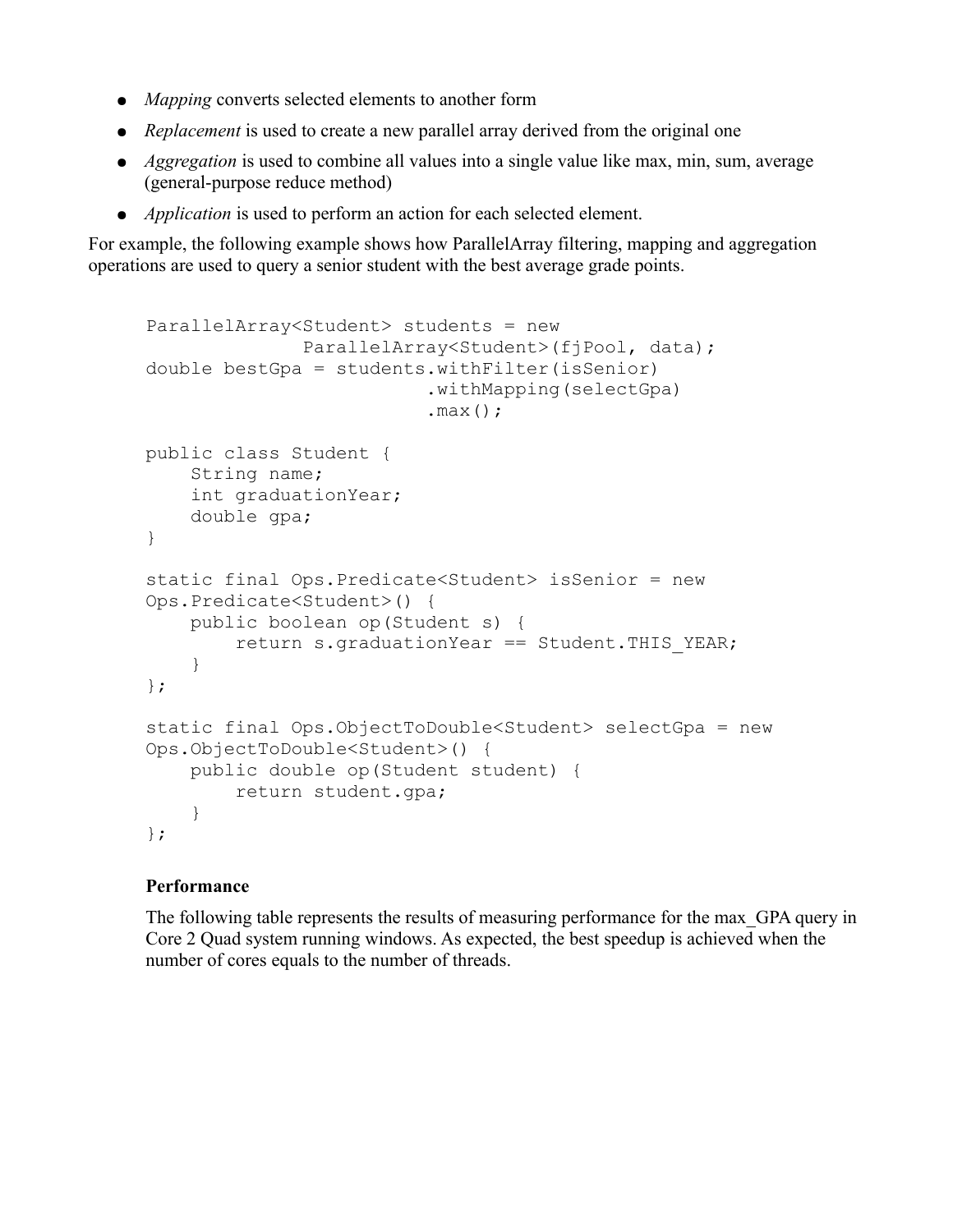- *Mapping* converts selected elements to another form
- *Replacement* is used to create a new parallel array derived from the original one
- *Aggregation* is used to combine all values into a single value like max, min, sum, average (general-purpose reduce method)
- *Application* is used to perform an action for each selected element.

For example, the following example shows how ParallelArray filtering, mapping and aggregation operations are used to query a senior student with the best average grade points.

```
ParallelArray<Student> students = new
              ParallelArray<Student>(fjPool, data);
double bestGpa = students.withFilter(isSenior)
                         .withMapping(selectGpa)
                         .max();

public class Student {
    String name;
    int graduationYear;
    double gpa;
}

static final Ops.Predicate<Student> isSenior = new
Ops.Predicate<Student>() {
    public boolean op(Student s) {
        return s.graduationYear == Student.THIS_YEAR;
    }
};

static final Ops.ObjectToDouble<Student> selectGpa = new
Ops.ObjectToDouble<Student>() {
    public double op(Student student) {
        return student.gpa;
    }
};
```

**Performance**

The following table represents the results of measuring performance for the max_GPA query in Core 2 Quad system running windows. As expected, the best speedup is achieved when the number of cores equals to the number of threads.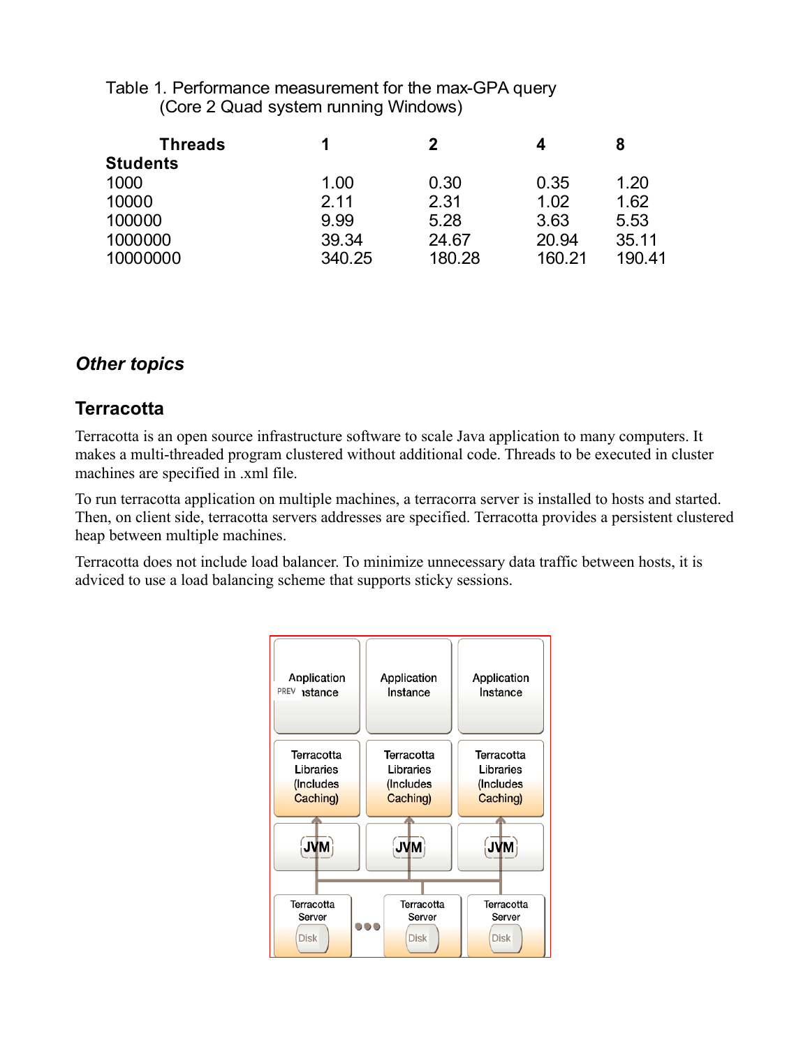Table 1. Performance measurement for the max-GPA query
(Core 2 Quad system running Windows)

| Threads / Students | 1 | 2 | 4 | 8 |
|---|---|---|---|---|
| 1000 | 1.00 | 0.30 | 0.35 | 1.20 |
| 10000 | 2.11 | 2.31 | 1.02 | 1.62 |
| 100000 | 9.99 | 5.28 | 3.63 | 5.53 |
| 1000000 | 39.34 | 24.67 | 20.94 | 35.11 |
| 10000000 | 340.25 | 180.28 | 160.21 | 190.41 |

## *Other topics*

## Terracotta

Terracotta is an open source infrastructure software to scale Java application to many computers. It makes a multi-threaded program clustered without additional code. Threads to be executed in cluster machines are specified in .xml file.

To run terracotta application on multiple machines, a terracorra server is installed to hosts and started. Then, on client side, terracotta servers addresses are specified. Terracotta provides a persistent clustered heap between multiple machines.

Terracotta does not include load balancer. To minimize unnecessary data traffic between hosts, it is adviced to use a load balancing scheme that supports sticky sessions.

Application Instance
Application Instance
Application Instance
Terracotta Libraries (Includes Caching)
Terracotta Libraries (Includes Caching)
Terracotta Libraries (Includes Caching)
JVM
JVM
JVM
Terracotta Server Disk
Terracotta Server Disk
Terracotta Server Disk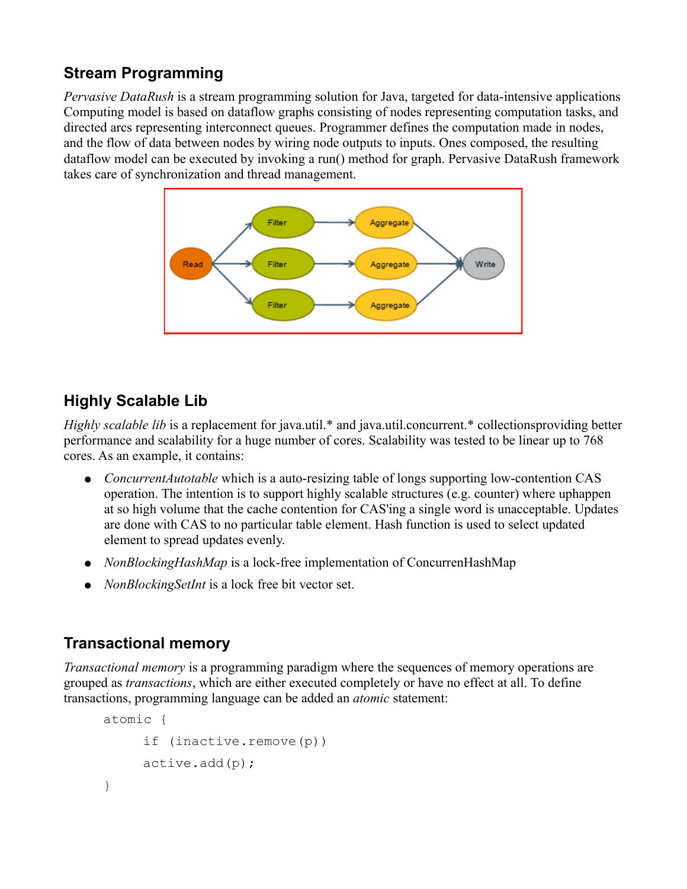## Stream Programming

*Pervasive DataRush* is a stream programming solution for Java, targeted for data-intensive applications Computing model is based on dataflow graphs consisting of nodes representing computation tasks, and directed arcs representing interconnect queues. Programmer defines the computation made in nodes, and the flow of data between nodes by wiring node outputs to inputs. Ones composed, the resulting dataflow model can be executed by invoking a run() method for graph. Pervasive DataRush framework takes care of synchronization and thread management.

Read
Filter
Filter
Filter
Aggregate
Aggregate
Aggregate
Write

## Highly Scalable Lib

*Highly scalable lib* is a replacement for java.util.* and java.util.concurrent.* collectionsproviding better performance and scalability for a huge number of cores. Scalability was tested to be linear up to 768 cores. As an example, it contains:

- *ConcurrentAutotable* which is a auto-resizing table of longs supporting low-contention CAS operation. The intention is to support highly scalable structures (e.g. counter) where uphappen at so high volume that the cache contention for CAS'ing a single word is unacceptable. Updates are done with CAS to no particular table element. Hash function is used to select updated element to spread updates evenly.
- *NonBlockingHashMap* is a lock-free implementation of ConcurrenHashMap
- *NonBlockingSetInt* is a lock free bit vector set.

## Transactional memory

*Transactional memory* is a programming paradigm where the sequences of memory operations are grouped as *transactions*, which are either executed completely or have no effect at all. To define transactions, programming language can be added an *atomic* statement:

```
atomic {
    if (inactive.remove(p))
    active.add(p);
}
```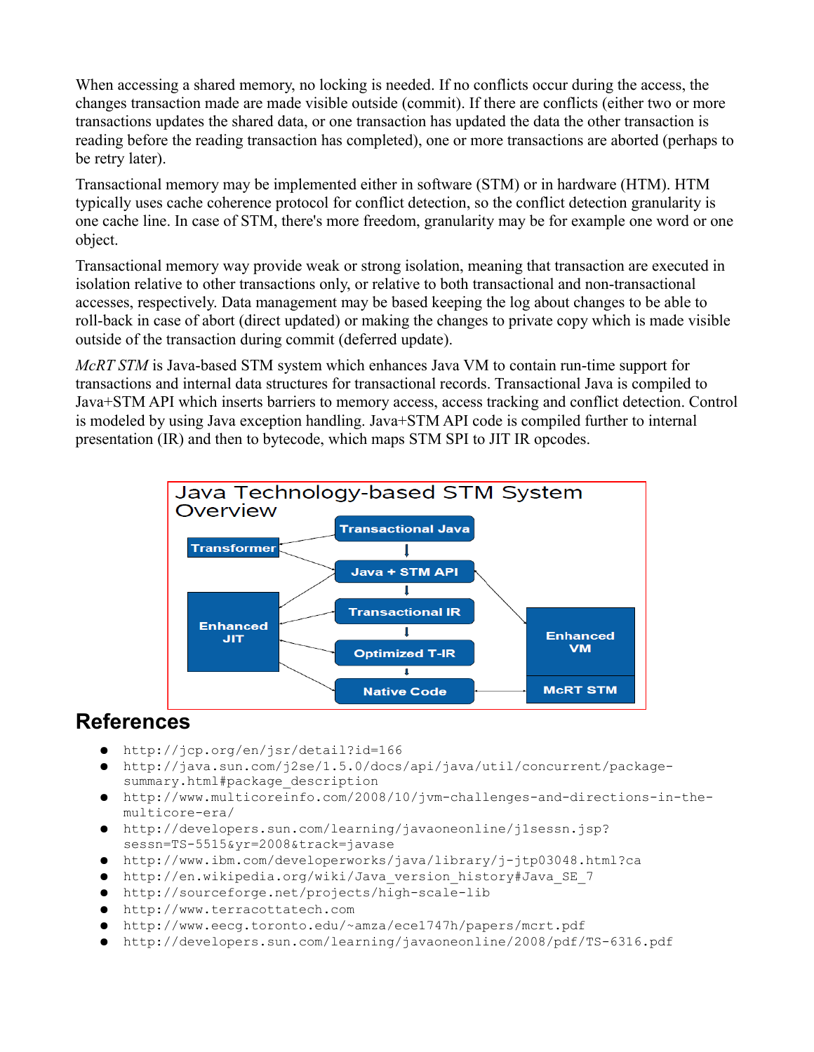When accessing a shared memory, no locking is needed. If no conflicts occur during the access, the changes transaction made are made visible outside (commit). If there are conflicts (either two or more transactions updates the shared data, or one transaction has updated the data the other transaction is reading before the reading transaction has completed), one or more transactions are aborted (perhaps to be retry later).

Transactional memory may be implemented either in software (STM) or in hardware (HTM). HTM typically uses cache coherence protocol for conflict detection, so the conflict detection granularity is one cache line. In case of STM, there's more freedom, granularity may be for example one word or one object.

Transactional memory way provide weak or strong isolation, meaning that transaction are executed in isolation relative to other transactions only, or relative to both transactional and non-transactional accesses, respectively. Data management may be based keeping the log about changes to be able to roll-back in case of abort (direct updated) or making the changes to private copy which is made visible outside of the transaction during commit (deferred update).

*McRT STM* is Java-based STM system which enhances Java VM to contain run-time support for transactions and internal data structures for transactional records. Transactional Java is compiled to Java+STM API which inserts barriers to memory access, access tracking and conflict detection. Control is modeled by using Java exception handling. Java+STM API code is compiled further to internal presentation (IR) and then to bytecode, which maps STM SPI to JIT IR opcodes.

Java Technology-based STM System Overview

Transformer

Transactional Java

Java + STM API

Transactional IR

Optimized T-IR

Native Code

Enhanced JIT

Enhanced VM

McRT STM

## References

- http://jcp.org/en/jsr/detail?id=166
- http://java.sun.com/j2se/1.5.0/docs/api/java/util/concurrent/package-summary.html#package_description
- http://www.multicoreinfo.com/2008/10/jvm-challenges-and-directions-in-the-multicore-era/
- http://developers.sun.com/learning/javaoneonline/j1sessn.jsp?sessn=TS-5515&yr=2008&track=javase
- http://www.ibm.com/developerworks/java/library/j-jtp03048.html?ca
- http://en.wikipedia.org/wiki/Java_version_history#Java_SE_7
- http://sourceforge.net/projects/high-scale-lib
- http://www.terracottatech.com
- http://www.eecg.toronto.edu/~amza/ece1747h/papers/mcrt.pdf
- http://developers.sun.com/learning/javaoneonline/2008/pdf/TS-6316.pdf